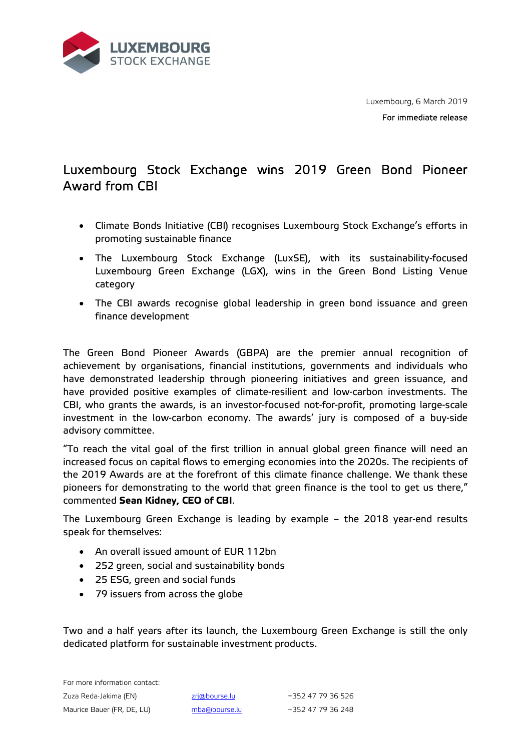LUXEMBOURG STOCK EXCHANGE

Luxembourg, 6 March 2019

For immediate release

# Luxembourg Stock Exchange wins 2019 Green Bond Pioneer Award from CBI

- Climate Bonds Initiative (CBI) recognises Luxembourg Stock Exchange's efforts in promoting sustainable finance
- The Luxembourg Stock Exchange (LuxSE), with its sustainability-focused Luxembourg Green Exchange (LGX), wins in the Green Bond Listing Venue category
- The CBI awards recognise global leadership in green bond issuance and green finance development

The Green Bond Pioneer Awards (GBPA) are the premier annual recognition of achievement by organisations, financial institutions, governments and individuals who have demonstrated leadership through pioneering initiatives and green issuance, and have provided positive examples of climate-resilient and low-carbon investments. The CBI, who grants the awards, is an investor-focused not-for-profit, promoting large-scale investment in the low-carbon economy. The awards' jury is composed of a buy-side advisory committee.

"To reach the vital goal of the first trillion in annual global green finance will need an increased focus on capital flows to emerging economies into the 2020s. The recipients of the 2019 Awards are at the forefront of this climate finance challenge. We thank these pioneers for demonstrating to the world that green finance is the tool to get us there," commented **Sean Kidney, CEO of CBI**.

The Luxembourg Green Exchange is leading by example – the 2018 year-end results speak for themselves:

- An overall issued amount of EUR 112bn
- 252 green, social and sustainability bonds
- 25 ESG, green and social funds
- 79 issuers from across the globe

Two and a half years after its launch, the Luxembourg Green Exchange is still the only dedicated platform for sustainable investment products.

For more information contact:

| | | |
|---|---|---|
| Zuza Reda-Jakima (EN) | zrj@bourse.lu | +352 47 79 36 526 |
| Maurice Bauer (FR, DE, LU) | mba@bourse.lu | +352 47 79 36 248 |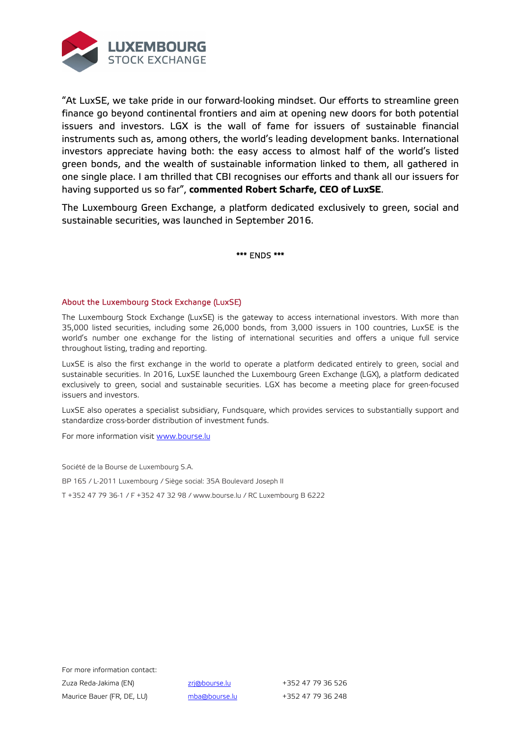"At LuxSE, we take pride in our forward-looking mindset. Our efforts to streamline green finance go beyond continental frontiers and aim at opening new doors for both potential issuers and investors. LGX is the wall of fame for issuers of sustainable financial instruments such as, among others, the world's leading development banks. International investors appreciate having both: the easy access to almost half of the world's listed green bonds, and the wealth of sustainable information linked to them, all gathered in one single place. I am thrilled that CBI recognises our efforts and thank all our issuers for having supported us so far", **commented Robert Scharfe, CEO of LuxSE**.

The Luxembourg Green Exchange, a platform dedicated exclusively to green, social and sustainable securities, was launched in September 2016.

*** ENDS ***

## About the Luxembourg Stock Exchange (LuxSE)

The Luxembourg Stock Exchange (LuxSE) is the gateway to access international investors. With more than 35,000 listed securities, including some 26,000 bonds, from 3,000 issuers in 100 countries, LuxSE is the world's number one exchange for the listing of international securities and offers a unique full service throughout listing, trading and reporting.

LuxSE is also the first exchange in the world to operate a platform dedicated entirely to green, social and sustainable securities. In 2016, LuxSE launched the Luxembourg Green Exchange (LGX), a platform dedicated exclusively to green, social and sustainable securities. LGX has become a meeting place for green-focused issuers and investors.

LuxSE also operates a specialist subsidiary, Fundsquare, which provides services to substantially support and standardize cross-border distribution of investment funds.

For more information visit www.bourse.lu

Société de la Bourse de Luxembourg S.A.

BP 165 / L-2011 Luxembourg / Siège social: 35A Boulevard Joseph II

T +352 47 79 36-1 / F +352 47 32 98 / www.bourse.lu / RC Luxembourg B 6222

For more information contact:

| | | |
|---|---|---|
| Zuza Reda-Jakima (EN) | zrj@bourse.lu | +352 47 79 36 526 |
| Maurice Bauer (FR, DE, LU) | mba@bourse.lu | +352 47 79 36 248 |